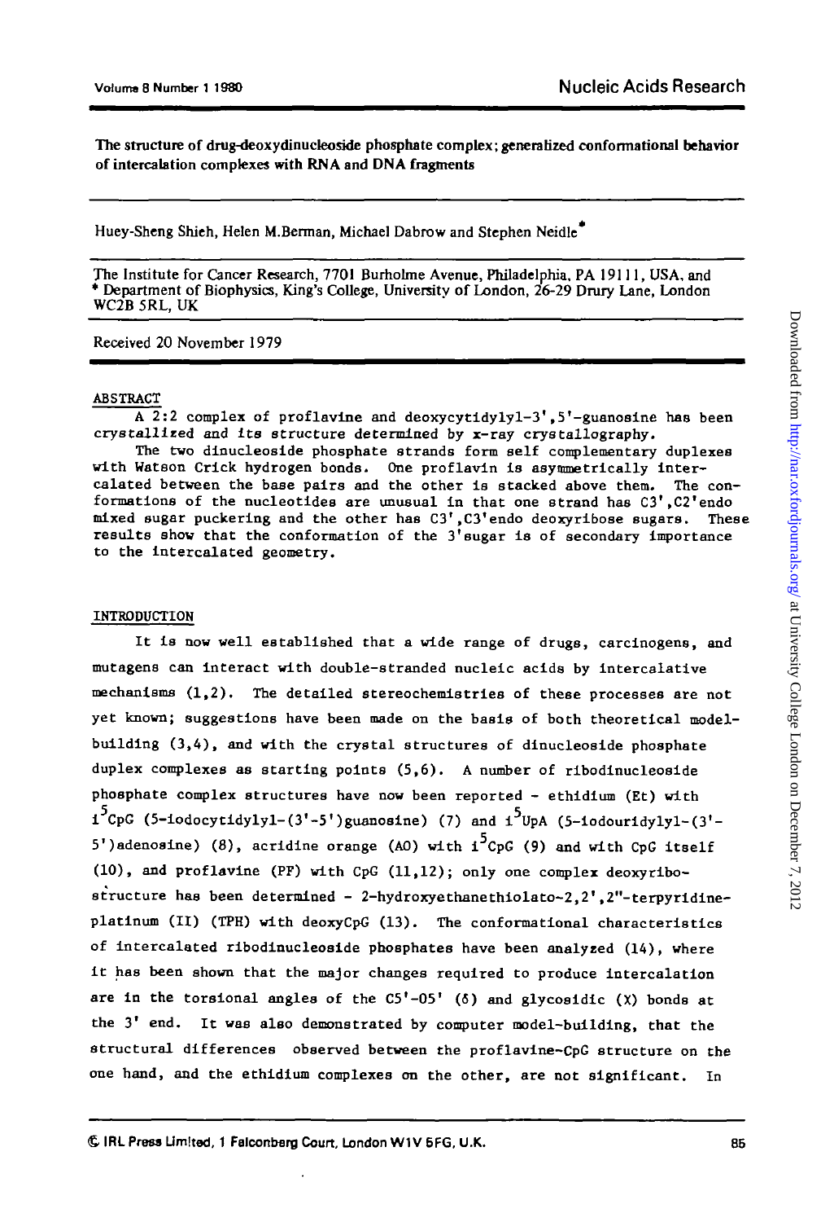# The structure of drug-deoxydinucleoside phosphate complex; generalized conformational behavior of intercalation complexes with RNA and DNA fragments

Huey-Sheng Shieh, Helen M.Berman, Michael Dabrow and Stephen Neidle*

The Institute for Cancer Research, 7701 Burholme Avenue, Philadelphia, PA 19111, USA, and * Department of Biophysics, King's College, University of London, 26-29 Drury Lane, London WC2B 5RL, UK

Received 20 November 1979

## ABSTRACT

A 2:2 complex of proflavine and deoxycytidylyl-3',5'-guanosine has been crystallized and its structure determined by x-ray crystallography.

The two dinucleoside phosphate strands form self complementary duplexes with Watson Crick hydrogen bonds. One proflavin is asymmetrically intercalated between the base pairs and the other is stacked above them. The conformations of the nucleotides are unusual in that one strand has C3',C2'endo mixed sugar puckering and the other has C3',C3'endo deoxyribose sugars. These results show that the conformation of the 3'sugar is of secondary importance to the intercalated geometry.

## INTRODUCTION

It is now well established that a wide range of drugs, carcinogens, and mutagens can interact with double-stranded nucleic acids by intercalative mechanisms (1,2). The detailed stereochemistries of these processes are not yet known; suggestions have been made on the basis of both theoretical model-building (3,4), and with the crystal structures of dinucleoside phosphate duplex complexes as starting points (5,6). A number of ribodinucleoside phosphate complex structures have now been reported - ethidium (Et) with $i^5$CpG (5-iodocytidylyl-(3'-5')guanosine) (7) and $i^5$UpA (5-iodouridylyl-(3'-5')adenosine) (8), acridine orange (AO) with $i^5$CpG (9) and with CpG itself (10), and proflavine (PF) with CpG (11,12); only one complex deoxyribo-structure has been determined - 2-hydroxyethanethiolato-2,2',2"-terpyridine-platinum (II) (TPH) with deoxyCpG (13). The conformational characteristics of intercalated ribodinucleoside phosphates have been analyzed (14), where it has been shown that the major changes required to produce intercalation are in the torsional angles of the C5'-O5' (δ) and glycosidic (χ) bonds at the 3' end. It was also demonstrated by computer model-building, that the structural differences observed between the proflavine-CpG structure on the one hand, and the ethidium complexes on the other, are not significant. In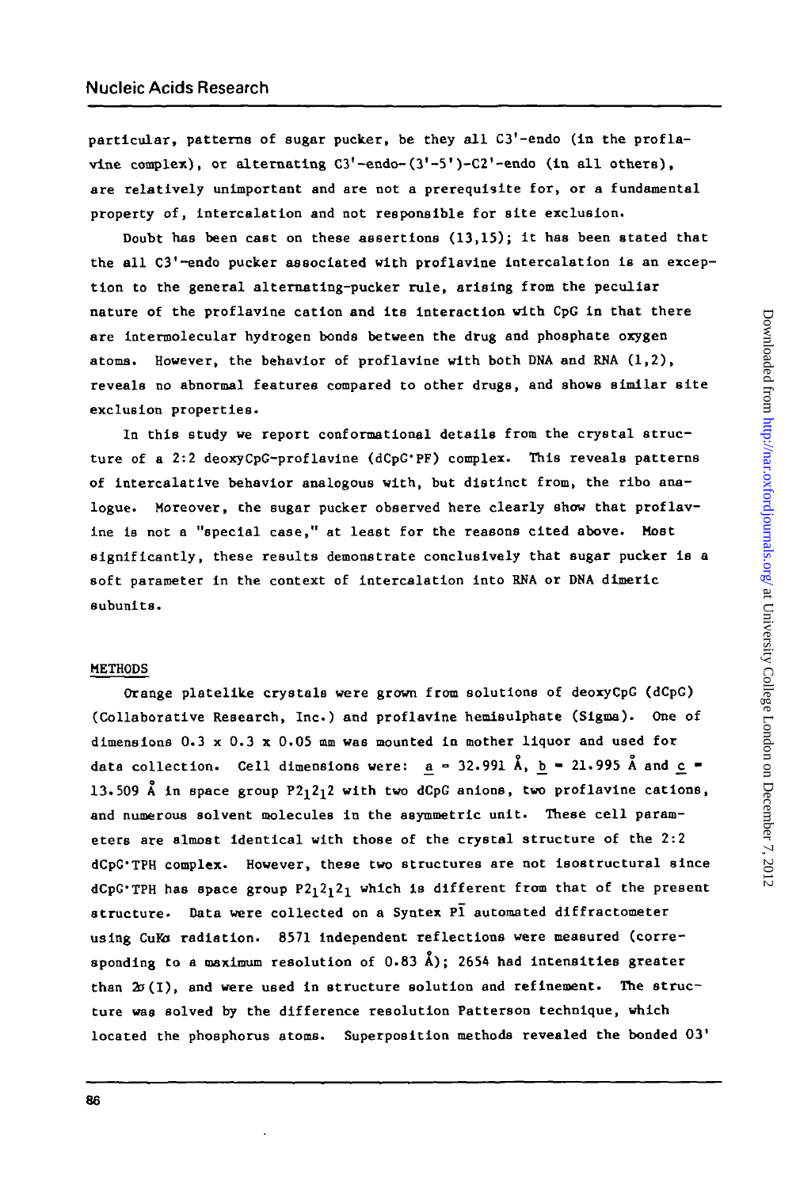particular, patterns of sugar pucker, be they all C3'-endo (in the proflavine complex), or alternating C3'-endo-(3'-5')-C2'-endo (in all others), are relatively unimportant and are not a prerequisite for, or a fundamental property of, intercalation and not responsible for site exclusion.

Doubt has been cast on these assertions (13,15); it has been stated that the all C3'-endo pucker associated with proflavine intercalation is an exception to the general alternating-pucker rule, arising from the peculiar nature of the proflavine cation and its interaction with CpG in that there are intermolecular hydrogen bonds between the drug and phosphate oxygen atoms. However, the behavior of proflavine with both DNA and RNA (1,2), reveals no abnormal features compared to other drugs, and shows similar site exclusion properties.

In this study we report conformational details from the crystal structure of a 2:2 deoxyCpG-proflavine (dCpG·PF) complex. This reveals patterns of intercalative behavior analogous with, but distinct from, the ribo analogue. Moreover, the sugar pucker observed here clearly show that proflavine is not a "special case," at least for the reasons cited above. Most significantly, these results demonstrate conclusively that sugar pucker is a soft parameter in the context of intercalation into RNA or DNA dimeric subunits.

## METHODS

Orange platelike crystals were grown from solutions of deoxyCpG (dCpG) (Collaborative Research, Inc.) and proflavine hemisulphate (Sigma). One of dimensions 0.3 x 0.3 x 0.05 mm was mounted in mother liquor and used for data collection. Cell dimensions were: $a$ = 32.991 Å, $b$ = 21.995 Å and $c$ = 13.509 Å in space group $P2_12_12$ with two dCpG anions, two proflavine cations, and numerous solvent molecules in the asymmetric unit. These cell parameters are almost identical with those of the crystal structure of the 2:2 dCpG·TPH complex. However, these two structures are not isostructural since dCpG·TPH has space group $P2_12_12_1$ which is different from that of the present structure. Data were collected on a Syntex $P\bar{1}$ automated diffractometer using CuKα radiation. 8571 independent reflections were measured (corresponding to a maximum resolution of 0.83 Å); 2654 had intensities greater than $2\sigma(I)$, and were used in structure solution and refinement. The structure was solved by the difference resolution Patterson technique, which located the phosphorus atoms. Superposition methods revealed the bonded O3'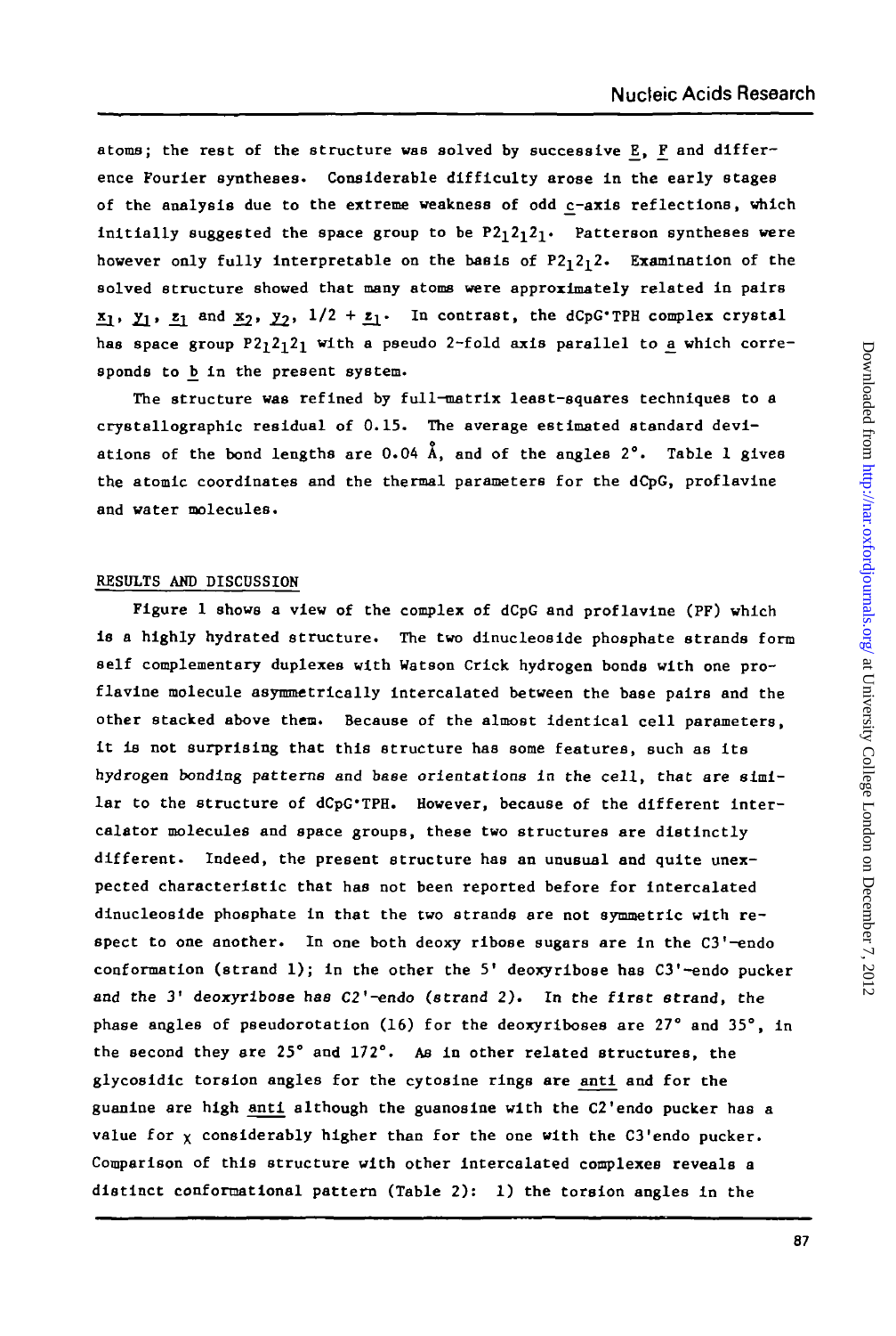atoms; the rest of the structure was solved by successive $E$, $F$ and difference Fourier syntheses. Considerable difficulty arose in the early stages of the analysis due to the extreme weakness of odd $c$-axis reflections, which initially suggested the space group to be $P2_12_12_1$. Patterson syntheses were however only fully interpretable on the basis of $P2_12_12$. Examination of the solved structure showed that many atoms were approximately related in pairs $x_1$, $y_1$, $z_1$ and $x_2$, $y_2$, $1/2 + z_1$. In contrast, the dCpG·TPH complex crystal has space group $P2_12_12_1$ with a pseudo 2-fold axis parallel to $a$ which corresponds to $b$ in the present system.

The structure was refined by full-matrix least-squares techniques to a crystallographic residual of 0.15. The average estimated standard deviations of the bond lengths are 0.04 Å, and of the angles 2°. Table 1 gives the atomic coordinates and the thermal parameters for the dCpG, proflavine and water molecules.

## RESULTS AND DISCUSSION

Figure 1 shows a view of the complex of dCpG and proflavine (PF) which is a highly hydrated structure. The two dinucleoside phosphate strands form self complementary duplexes with Watson Crick hydrogen bonds with one proflavine molecule asymmetrically intercalated between the base pairs and the other stacked above them. Because of the almost identical cell parameters, it is not surprising that this structure has some features, such as its hydrogen bonding patterns and base orientations in the cell, that are similar to the structure of dCpG·TPH. However, because of the different intercalator molecules and space groups, these two structures are distinctly different. Indeed, the present structure has an unusual and quite unexpected characteristic that has not been reported before for intercalated dinucleoside phosphate in that the two strands are not symmetric with respect to one another. In one both deoxy ribose sugars are in the C3'-endo conformation (strand 1); in the other the 5' deoxyribose has C3'-endo pucker and the 3' deoxyribose has C2'-endo (strand 2). In the first strand, the phase angles of pseudorotation (16) for the deoxyriboses are 27° and 35°, in the second they are 25° and 172°. As in other related structures, the glycosidic torsion angles for the cytosine rings are *anti* and for the guanine are high *anti* although the guanosine with the C2'endo pucker has a value for $\chi$ considerably higher than for the one with the C3'endo pucker. Comparison of this structure with other intercalated complexes reveals a distinct conformational pattern (Table 2): 1) the torsion angles in the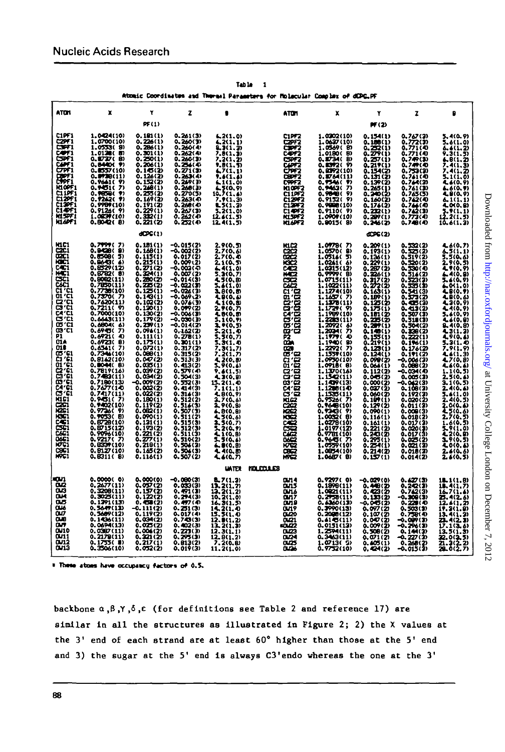**Table 1**

**Atomic Coordinates and Thermal Parameters for Molecular Complex of dCPG.PF**

| ATOM | X | Y | Z | B | ATOM | X | Y | Z | B |
|---|---|---|---|---|---|---|---|---|---|
| | | PF(1) | | | | | PF(2) | | |
| C1PF1 | 1.0424(10) | 0.181(1) | 0.261(3) | 6.2(1.0) | C1PF2 | 1.0302(10) | 0.154(1) | 0.767(3) | 5.4(0.9) |
| C2PF1 | 1.0700(10) | 0.226(1) | 0.260(3) | 6.2(1.1) | C2PF2 | 1.0637(10) | 0.188(1) | 0.772(3) | 5.6(1.0) |
| C3PF1 | 1.0553(9) | 0.286(1) | 0.260(4) | 8.3(1.3) | C3PF2 | 1.0569(8) | 0.252(1) | 0.771(4) | 6.6(1.2) |
| C4PF1 | 1.0128(8) | 0.301(1) | 0.262(4) | 7.8(1.3) | C4PF2 | 1.0180(8) | 0.279(1) | 0.771(4) | 9.3(1.5) |
| C5PF1 | 0.8737(8) | 0.250(1) | 0.260(3) | 7.2(1.2) | C5PF2 | 0.8734(8) | 0.257(1) | 0.749(3) | 6.8(1.2) |
| C6PF1 | 0.8440(9) | 0.206(1) | 0.256(4) | 9.8(1.5) | C6PF2 | 0.8392(9) | 0.219(1) | 0.749(4) | 7.4(1.3) |
| C7PF1 | 0.8557(10) | 0.145(2) | 0.271(3) | 6.7(1.1) | C7PF2 | 0.8392(10) | 0.154(2) | 0.753(3) | 7.4(1.2) |
| C8PF1 | 0.8738(11) | 0.126(2) | 0.263(4) | 9.6(1.6) | C8PF2 | 0.8764(11) | 0.131(2) | 0.761(4) | 5.1(1.0) |
| C9PF1 | 0.9661(9) | 0.152(2) | 0.269(3) | 6.1(1.0) | C9PF2 | 0.9546(9) | 0.139(2) | 0.764(3) | 4.4(0.9) |
| N10PF1 | 0.9451(7) | 0.248(1) | 0.268(3) | 6.5(0.9) | N10PF2 | 0.9463(7) | 0.265(1) | 0.761(3) | 6.6(0.9) |
| C11PF1 | 0.9858(9) | 0.255(2) | 0.270(5) | 10.7(1.6) | C11PF2 | 0.9848(9) | 0.240(2) | 0.765(5) | 4.8(0.9) |
| C12PF1 | 0.9262(9) | 0.169(2) | 0.263(4) | 7.9(1.3) | C12PF2 | 0.9152(9) | 0.160(2) | 0.762(4) | 6.1(1.1) |
| C13PF1 | 0.9989(10) | 0.191(2) | 0.268(4) | 8.5(1.3) | C13PF2 | 0.9888(10) | 0.176(2) | 0.766(4) | 4.0(0.8) |
| C14PF1 | 0.9126(9) | 0.229(1) | 0.267(3) | 3.2(1.0) | C14PF2 | 0.9110(9) | 0.232(1) | 0.762(3) | 5.9(1.1) |
| N15PF1 | 1.0839(10) | 0.332(1) | 0.262(4) | 12.6(1.5) | N15PF2 | 1.0909(10) | 0.287(1) | 0.773(4) | 12.2(1.5) |
| N16PF1 | 0.8042(8) | 0.221(2) | 0.252(4) | 12.4(1.5) | N16PF2 | 0.8015(8) | 0.246(2) | 0.748(4) | 10.6(1.3) |
| | | dCPG(1) | | | | | dCPG(2) | | |
| N1C1 | 0.7997(7) | 0.181(1) | -0.015(2) | 2.9(0.5) | N1C2 | 1.0978(7) | 0.209(1) | 0.532(2) | 4.6(0.7) |
| C2C1 | 0.8438(8) | 0.168(1) | -0.002(2) | 2.7(0.6) | C2C2 | 1.0570(8) | 0.193(1) | 0.525(2) | 6.5(1.1) |
| O2C1 | 0.8508(5) | 0.115(1) | 0.017(2) | 2.7(0.4) | O2C2 | 1.0516(6) | 0.136(1) | 0.519(2) | 5.5(0.6) |
| N3C1 | 0.8643(6) | 0.215(1) | 0.009(2) | 2.1(0.5) | N3C2 | 1.0261(6) | 0.229(1) | 0.520(2) | 2.9(0.5) |
| C4C1 | 0.8529(12) | 0.271(2) | -0.003(5) | 6.4(1.0) | C4C2 | 1.0315(12) | 0.287(2) | 0.530(4) | 4.9(0.9) |
| N4C1 | 0.8702(8) | 0.324(1) | 0.007(2) | 5.3(0.7) | N4C2 | 0.9999(8) | 0.326(1) | 0.516(2) | 6.4(0.8) |
| C5C1 | 0.8082(11) | 0.280(2) | -0.014(3) | 4.5(0.8) | C5C2 | 1.0715(11) | 0.317(2) | 0.523(3) | 5.4(0.9) |
| C6C1 | 0.7850(11) | 0.225(2) | -0.022(3) | 5.6(1.0) | C6C2 | 1.1022(11) | 0.272(2) | 0.535(3) | 6.0(1.0) |
| C1'C1 | 0.7738(10) | 0.125(1) | -0.024(3) | 3.8(0.8) | C1'C2 | 1.1274(10) | 0.163(1) | 0.541(3) | 4.8(0.9) |
| O1'C1 | 0.7370(7) | 0.143(1) | -0.069(2) | 4.8(0.6) | O1'C2 | 1.1657(7) | 0.189(1) | 0.573(2) | 4.8(0.6) |
| C2'C1 | 0.7620(11) | 0.102(2) | 0.076(3) | 4.1(0.8) | C2'C2 | 1.1378(11) | 0.125(2) | 0.435(3) | 4.3(0.9) |
| C3'C1 | 0.7211(9) | 0.120(1) | 0.099(2) | 2.9(0.7) | C3'C2 | 1.1729(9) | 0.173(1) | 0.413(2) | 4.4(0.9) |
| C4'C1 | 0.7000(10) | 0.130(2) | -0.006(3) | 4.8(0.8) | C4'C2 | 1.1989(10) | 0.181(2) | 0.507(3) | 5.6(0.9) |
| C5'C1 | 0.6643(11) | 0.179(2) | -0.030(3) | 5.1(0.9) | C5'C2 | 1.2283(11) | 0.235(2) | 0.518(3) | 4.6(0.8) |
| O5'C1 | 0.6804(6) | 0.239(1) | -0.014(2) | 3.9(0.5) | O5'C2 | 1.2092(6) | 0.289(1) | 0.504(2) | 8.4(0.8) |
| O3'C1 | 0.6945(7) | 0.094(1) | 0.162(2) | 5.2(1.0) | O3'C2 | 1.2024(7) | 0.148(1) | 0.328(2) | 4.3(1.3) |
| P1 | 0.6921(4) | 0.111(1) | 0.278(1) | 3.5(0.7) | P2 | 1.1979(4) | 0.153(1) | 0.222(1) | 4.9(0.6) |
| O1A | 0.6923(8) | 0.175(1) | 0.301(3) | 5.3(1.0) | O2A | 1.1940(8) | 0.219(1) | 0.196(1) | 5.3(1.4) |
| O1B | 0.6541(7) | 0.072(1) | 0.317(2) | 7.3(1.7) | O2B | 1.2292(7) | 0.129(1) | 0.176(2) | 7.9(1.9) |
| O5'G1 | 0.7346(10) | 0.088(1) | 0.315(2) | 7.2(1.7) | O5'G2 | 1.1559(10) | 0.124(1) | 0.191(2) | 4.6(1.3) |
| C1'G1 | 0.8162(10) | 0.047(2) | 0.513(3) | 4.2(0.8) | C1'G2 | 1.0950(10) | 0.090(2) | -0.006(3) | 4.7(0.8) |
| O1'G1 | 0.8044(8) | 0.035(1) | 0.413(2) | 5.9(0.6) | O1'G2 | 1.0918(8) | 0.064(1) | 0.088(2) | 4.6(0.6) |
| C2'G1 | 0.7819(16) | 0.039(2) | 0.579(4) | 9.6(1.5) | C2'G2 | 1.1370(16) | 0.112(2) | -0.034(4) | 1.1(0.5) |
| C3'G1 | 0.7483(11) | 0.034(2) | 0.504(3) | 4.3(0.8) | C3'G2 | 1.1542(11) | 0.045(2) | 0.005(3) | 2.5(0.6) |
| O3'G1 | 0.7180(13) | -0.009(2) | 0.552(3) | 15.2(1.4) | O3'G2 | 1.1409(13) | 0.000(2) | -0.042(3) | 3.1(0.5) |
| C4'G1 | 0.7677(14) | 0.003(2) | 0.414(3) | 7.1(1.1) | C4'G2 | 1.1288(14) | 0.037(2) | 0.108(3) | 2.4(0.6) |
| C5'G1 | 0.7417(11) | 0.022(2) | 0.316(3) | 4.8(0.9) | C5'G2 | 1.1535(11) | 0.060(2) | 0.192(3) | 5.6(1.0) |
| N1G1 | 0.9451(7) | 0.180(1) | 0.512(2) | 2.7(0.6) | N1G2 | 0.9526(7) | 0.189(1) | 0.020(2) | 2.0(0.5) |
| C2G1 | 0.9402(10) | 0.119(2) | 0.516(3) | 2.9(0.8) | C2G2 | 0.9648(10) | 0.129(2) | 0.011(3) | 2.0(0.6) |
| N2G1 | 0.9726(9) | 0.082(1) | 0.507(3) | 4.8(0.8) | N2G2 | 0.9343(9) | 0.090(1) | 0.008(3) | 4.5(0.6) |
| N3G1 | 0.9053(8) | 0.090(1) | 0.511(2) | 4.5(0.6) | N3G2 | 1.0032(8) | 0.116(1) | 0.018(2) | 2.7(0.5) |
| C4G1 | 0.8728(10) | 0.131(1) | 0.515(3) | 3.5(0.7) | C4G2 | 1.0278(10) | 0.161(1) | 0.017(3) | 1.6(0.5) |
| C5G1 | 0.8715(12) | 0.193(2) | 0.512(3) | 5.2(0.9) | C5G2 | 1.0197(12) | 0.221(2) | 0.020(3) | 5.9(1.0) |
| C6G1 | 0.9096(10) | 0.221(2) | 0.511(3) | 4.1(0.8) | C6G2 | 0.9781(10) | 0.240(2) | 0.017(3) | 4.2(0.8) |
| O6G1 | 0.9217(7) | 0.277(1) | 0.510(2) | 5.5(0.6) | O6G2 | 0.9645(7) | 0.295(1) | 0.025(2) | 3.9(0.5) |
| N7G1 | 0.8339(10) | 0.218(1) | 0.504(3) | 6.8(0.8) | N7G2 | 1.0559(10) | 0.254(1) | 0.021(3) | 4.0(0.6) |
| C8G1 | 0.8127(10) | 0.165(2) | 0.506(3) | 4.4(0.8) | C8G2 | 1.0854(10) | 0.214(2) | 0.018(3) | 2.6(0.6) |
| N9G1 | 0.8311(8) | 0.116(1) | 0.507(2) | 4.6(0.7) | N9G2 | 1.0687(8) | 0.157(1) | 0.014(2) | 2.6(0.5) |
| | | | | WATER MOLECULES | | | | | |
| *OW1 | 0.0000(0) | 0.000(0) | -0.080(3) | 8.7(1.3) | OW14 | 0.9297(9) | -0.029(0) | 0.627(3) | 18.1(1.8) |
| OW2 | 0.2677(11) | 0.057(2) | 0.033(3) | 13.2(1.7) | OW15 | 0.1898(11) | 0.448(2) | 0.242(3) | 18.4(1.7) |
| OW3 | 0.3208(11) | 0.157(2) | 0.491(3) | 12.2(1.2) | OW16 | 1.0821(11) | 0.423(2) | 0.762(3) | 16.7(1.6) |
| OW4 | 0.3025(11) | 0.122(2) | 0.294(3) | 10.2(1.0) | OW17 | 0.2958(11) | 0.133(2) | -0.308(3) | 25.4(2.6) |
| OW5 | 0.1391(13) | 0.458(2) | 0.497(4) | 16.3(1.5) | OW18 | 0.6360(13) | -0.045(2) | 0.228(4) | 12.6(1.2) |
| OW6 | 0.5649(13) | -0.111(2) | 0.251(3) | 14.2(1.4) | OW19 | 0.3990(13) | 0.097(2) | 0.503(3) | 19.3(1.9) |
| OW7 | 0.3689(12) | 0.119(2) | 0.017(4) | 15.5(1.4) | OW20 | 0.2098(12) | 0.107(2) | 0.758(4) | 13.4(1.3) |
| OW8 | 0.1436(11) | 0.034(2) | 0.743(3) | 12.8(1.2) | OW21 | 0.6145(11) | 0.047(2) | -0.009(3) | 23.4(2.3) |
| OW9 | 0.0694(13) | 0.025(2) | 0.402(3) | 13.2(1.3) | *OW22 | 0.0151(13) | 0.009(2) | -0.296(3) | 17.1(3.6) |
| OW10 | 0.0387(11) | 0.006(2) | 0.223(3) | 12.3(1.1) | OW23 | 1.2594(11) | 0.508(2) | 0.144(3) | 13.5(1.3) |
| OW11 | 0.2178(11) | 0.321(2) | 0.295(3) | 12.8(1.2) | OW24 | 0.3463(11) | 0.071(2) | -0.227(3) | 32.0(3.5) |
| OW12 | 0.1755(8) | 0.217(1) | 0.813(2) | 7.2(0.8) | OW25 | 1.0713(5) | 0.405(1) | 0.268(2) | 21.3(2.2) |
| OW13 | 0.3506(10) | 0.052(2) | 0.019(3) | 11.2(1.0) | OW26 | 0.9752(10) | 0.424(2) | -0.015(3) | 28.0(2.7) |

\* These atoms have occupancy factors of 0.5.

backbone α,β,γ,δ,ε (for definitions see Table 2 and reference 17) are similar in all the structures as illustrated in Figure 2; 2) the χ values at the 3' end of each strand are at least 60° higher than those at the 5' end and 3) the sugar at the 5' end is always C3'endo whereas the one at the 3'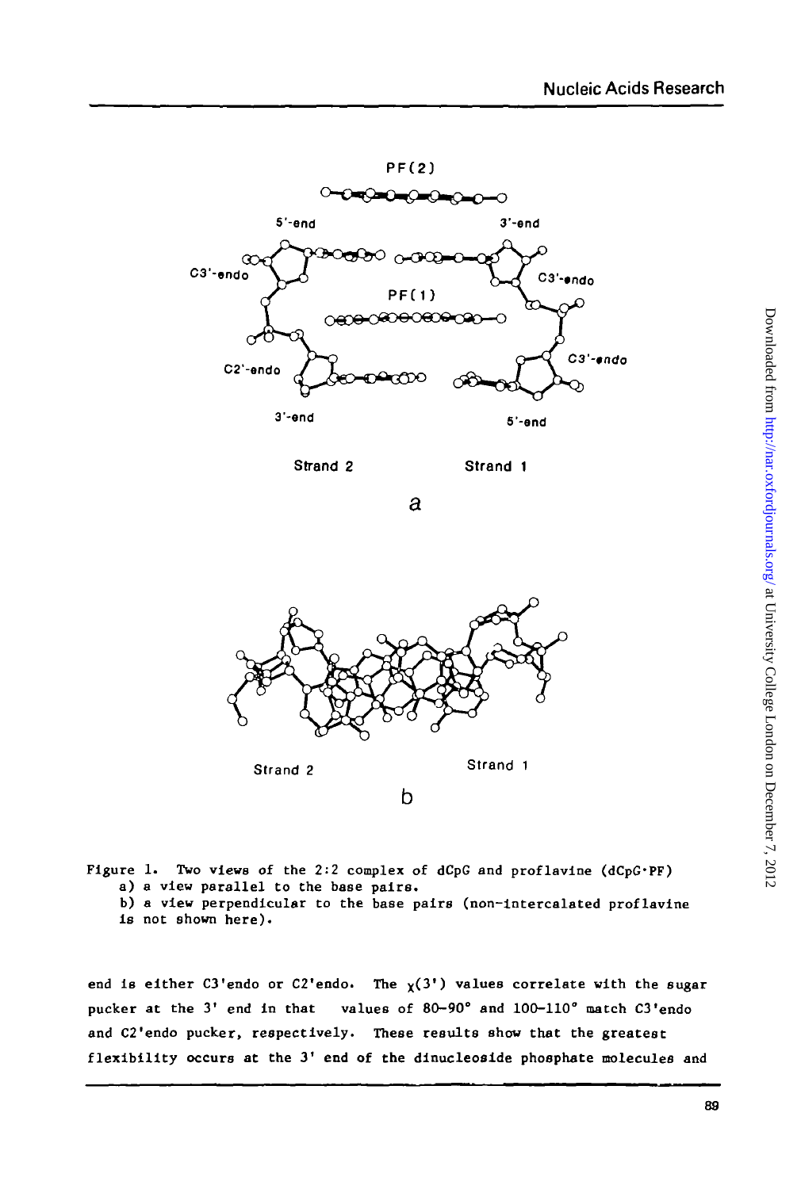Figure 1. Two views of the 2:2 complex of dCpG and proflavine (dCpG·PF)
a) a view parallel to the base pairs.
b) a view perpendicular to the base pairs (non-intercalated proflavine is not shown here).

end is either C3'endo or C2'endo. The $\chi(3')$ values correlate with the sugar pucker at the 3' end in that values of 80–90° and 100–110° match C3'endo and C2'endo pucker, respectively. These results show that the greatest flexibility occurs at the 3' end of the dinucleoside phosphate molecules and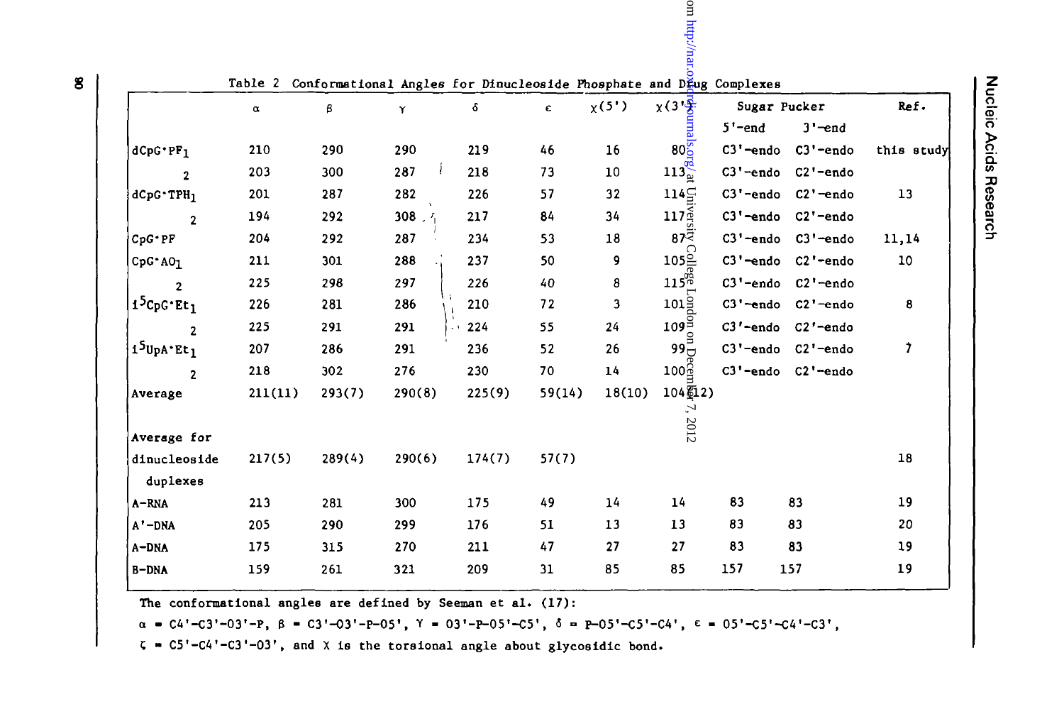Table 2 Conformational Angles for Dinucleoside Phosphate and Drug Complexes

| | α | β | γ | δ | ε | χ(5') | χ(3') | Sugar Pucker | | Ref. |
|---|---|---|---|---|---|---|---|---|---|---|
| | | | | | | | | 5'-end | 3'-end | |
| dCpG·PF$_1$ | 210 | 290 | 290 | 219 | 46 | 16 | 80 | C3'-endo | C3'-endo | this study |
| 2 | 203 | 300 | 287 | 218 | 73 | 10 | 113 | C3'-endo | C2'-endo | |
| dCpG·TPH$_1$ | 201 | 287 | 282 | 226 | 57 | 32 | 114 | C3'-endo | C2'-endo | 13 |
| 2 | 194 | 292 | 308 | 217 | 84 | 34 | 117 | C3'-endo | C2'-endo | |
| CpG·PF | 204 | 292 | 287 | 234 | 53 | 18 | 87 | C3'-endo | C3'-endo | 11,14 |
| CpG·AO$_1$ | 211 | 301 | 288 | 237 | 50 | 9 | 105 | C3'-endo | C2'-endo | 10 |
| 2 | 225 | 298 | 297 | 226 | 40 | 8 | 115 | C3'-endo | C2'-endo | |
| i$^5$CpG·Et$_1$ | 226 | 281 | 286 | 210 | 72 | 3 | 101 | C3'-endo | C2'-endo | 8 |
| 2 | 225 | 291 | 291 | 224 | 55 | 24 | 109 | C3'-endo | C2'-endo | |
| i$^5$UpA·Et$_1$ | 207 | 286 | 291 | 236 | 52 | 26 | 99 | C3'-endo | C2'-endo | 7 |
| 2 | 218 | 302 | 276 | 230 | 70 | 14 | 100 | C3'-endo | C2'-endo | |
| Average | 211(11) | 293(7) | 290(8) | 225(9) | 59(14) | 18(10) | 104(12) | | | |
| Average for dinucleoside duplexes | 217(5) | 289(4) | 290(6) | 174(7) | 57(7) | | | | | 18 |
| A-RNA | 213 | 281 | 300 | 175 | 49 | 14 | 14 | 83 | 83 | 19 |
| A'-DNA | 205 | 290 | 299 | 176 | 51 | 13 | 13 | 83 | 83 | 20 |
| A-DNA | 175 | 315 | 270 | 211 | 47 | 27 | 27 | 83 | 83 | 19 |
| B-DNA | 159 | 261 | 321 | 209 | 31 | 85 | 85 | 157 | 157 | 19 |

The conformational angles are defined by Seeman et al. (17):

α = C4'-C3'-O3'-P, β = C3'-O3'-P-O5', γ = O3'-P-O5'-C5', δ = P-O5'-C5'-C4', ε = O5'-C5'-C4'-C3',

ζ = C5'-C4'-C3'-O3', and χ is the torsional angle about glycosidic bond.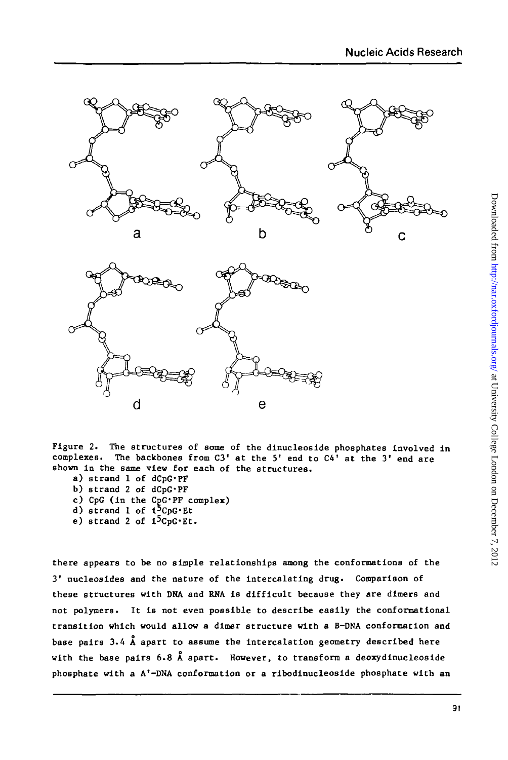Figure 2. The structures of some of the dinucleoside phosphates involved in complexes. The backbones from C3' at the 5' end to C4' at the 3' end are shown in the same view for each of the structures.

a) strand 1 of dCpG·PF
b) strand 2 of dCpG·PF
c) CpG (in the CpG·PF complex)
d) strand 1 of i[5]CpG·Et
e) strand 2 of i[5]CpG·Et.

there appears to be no simple relationships among the conformations of the 3' nucleosides and the nature of the intercalating drug. Comparison of these structures with DNA and RNA is difficult because they are dimers and not polymers. It is not even possible to describe easily the conformational transition which would allow a dimer structure with a B-DNA conformation and base pairs 3.4 Å apart to assume the intercalation geometry described here with the base pairs 6.8 Å apart. However, to transform a deoxydinucleoside phosphate with a A'-DNA conformation or a ribodinucleoside phosphate with an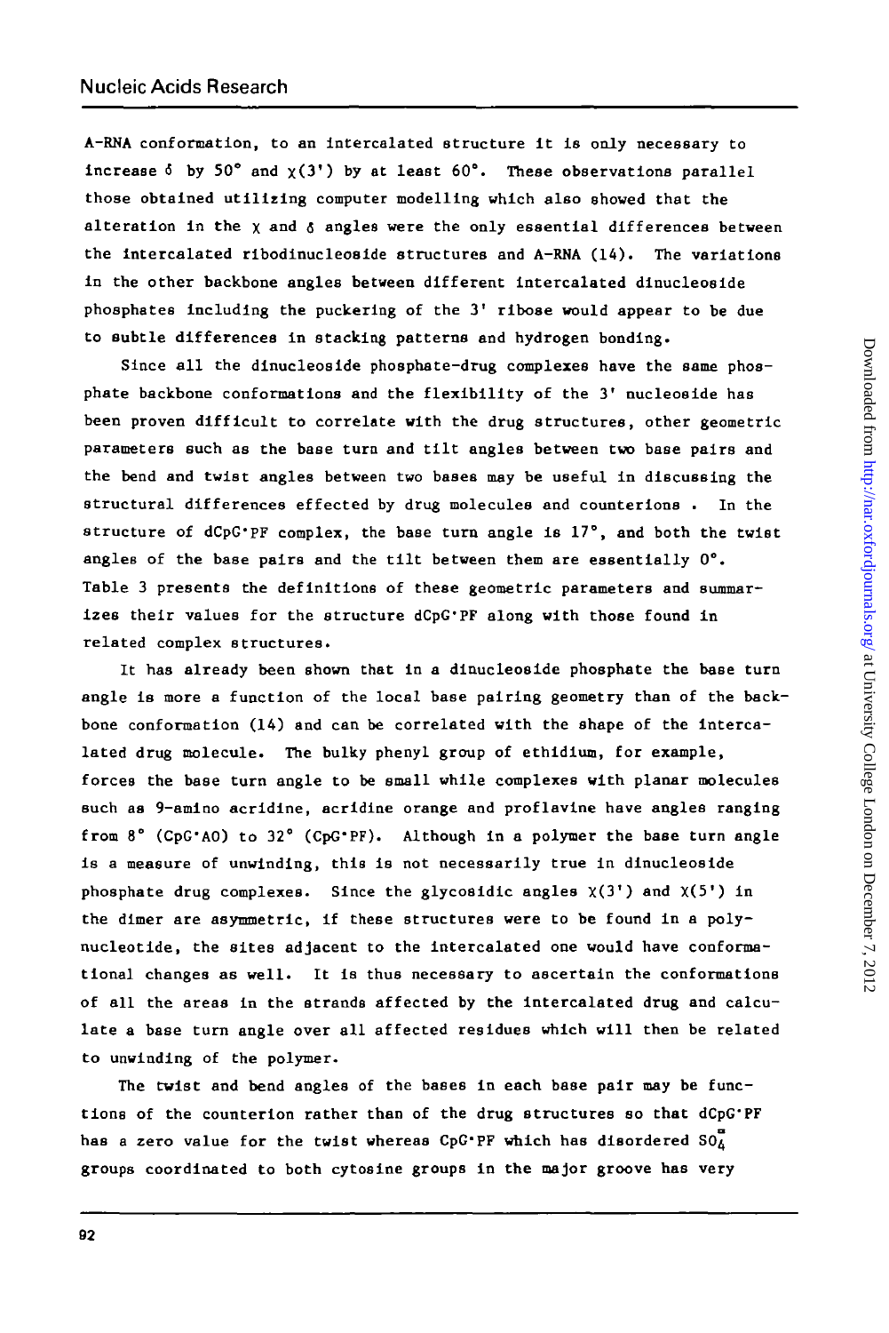A-RNA conformation, to an intercalated structure it is only necessary to increase $\delta$ by 50° and $\chi(3')$ by at least 60°. These observations parallel those obtained utilizing computer modelling which also showed that the alteration in the $\chi$ and $\delta$ angles were the only essential differences between the intercalated ribodinucleoside structures and A-RNA (14). The variations in the other backbone angles between different intercalated dinucleoside phosphates including the puckering of the 3' ribose would appear to be due to subtle differences in stacking patterns and hydrogen bonding.

Since all the dinucleoside phosphate-drug complexes have the same phosphate backbone conformations and the flexibility of the 3' nucleoside has been proven difficult to correlate with the drug structures, other geometric parameters such as the base turn and tilt angles between two base pairs and the bend and twist angles between two bases may be useful in discussing the structural differences effected by drug molecules and counterions . In the structure of dCpG·PF complex, the base turn angle is 17°, and both the twist angles of the base pairs and the tilt between them are essentially 0°. Table 3 presents the definitions of these geometric parameters and summarizes their values for the structure dCpG·PF along with those found in related complex structures.

It has already been shown that in a dinucleoside phosphate the base turn angle is more a function of the local base pairing geometry than of the backbone conformation (14) and can be correlated with the shape of the intercalated drug molecule. The bulky phenyl group of ethidium, for example, forces the base turn angle to be small while complexes with planar molecules such as 9-amino acridine, acridine orange and proflavine have angles ranging from 8° (CpG·AO) to 32° (CpG·PF). Although in a polymer the base turn angle is a measure of unwinding, this is not necessarily true in dinucleoside phosphate drug complexes. Since the glycosidic angles $\chi(3')$ and $\chi(5')$ in the dimer are asymmetric, if these structures were to be found in a polynucleotide, the sites adjacent to the intercalated one would have conformational changes as well. It is thus necessary to ascertain the conformations of all the areas in the strands affected by the intercalated drug and calculate a base turn angle over all affected residues which will then be related to unwinding of the polymer.

The twist and bend angles of the bases in each base pair may be functions of the counterion rather than of the drug structures so that dCpG·PF has a zero value for the twist whereas CpG·PF which has disordered $SO_4^{=}$ groups coordinated to both cytosine groups in the major groove has very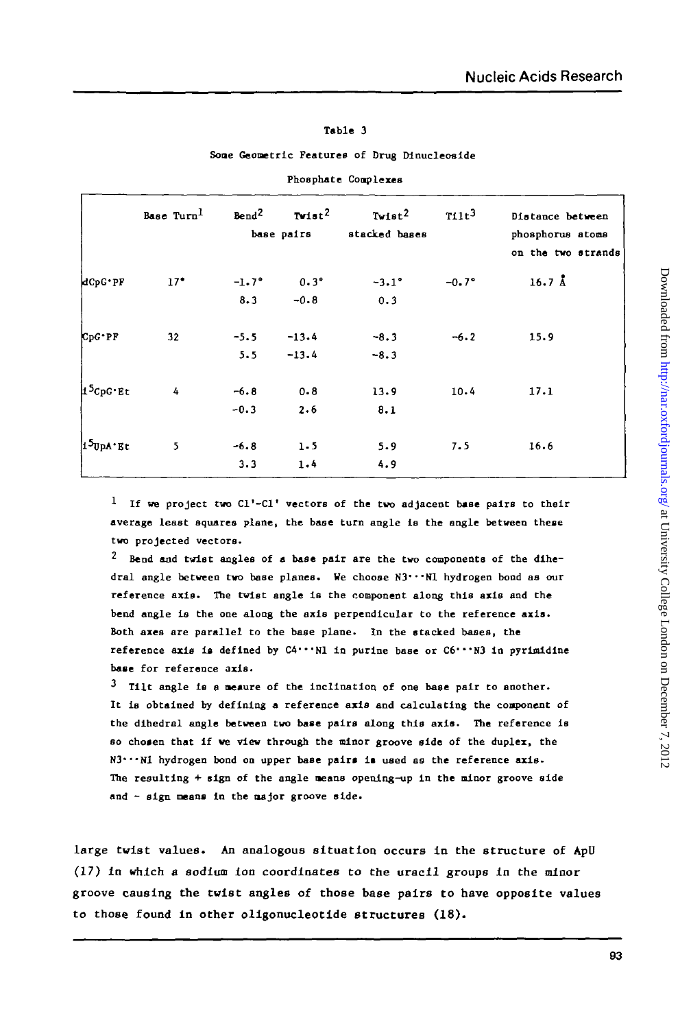Table 3

Some Geometric Features of Drug Dinucleoside Phosphate Complexes

| | Base Turn[1] | Bend[2] | Twist[2] | Twist[2] | Tilt[3] | Distance between phosphorus atoms on the two strands |
|---|---|---|---|---|---|---|
| | | base pairs | | stacked bases | | |
| dCpG·PF | 17° | -1.7° | 0.3° | -3.1° | -0.7° | 16.7 Å |
| | | 8.3 | -0.8 | 0.3 | | |
| CpG·PF | 32 | -5.5 | -13.4 | -8.3 | -6.2 | 15.9 |
| | | 5.5 | -13.4 | -8.3 | | |
| i[5]CpG·Et | 4 | -6.8 | 0.8 | 13.9 | 10.4 | 17.1 |
| | | -0.3 | 2.6 | 8.1 | | |
| i[5]UpA·Et | 5 | -6.8 | 1.5 | 5.9 | 7.5 | 16.6 |
| | | 3.3 | 1.4 | 4.9 | | |

[1] If we project two C1'-C1' vectors of the two adjacent base pairs to their average least squares plane, the base turn angle is the angle between these two projected vectors.

[2] Bend and twist angles of a base pair are the two components of the dihedral angle between two base planes. We choose N3···N1 hydrogen bond as our reference axis. The twist angle is the component along this axis and the bend angle is the one along the axis perpendicular to the reference axis. Both axes are parallel to the base plane. In the stacked bases, the reference axis is defined by C4···N1 in purine base or C6···N3 in pyrimidine base for reference axis.

[3] Tilt angle is a measure of the inclination of one base pair to another. It is obtained by defining a reference axis and calculating the component of the dihedral angle between two base pairs along this axis. The reference is so chosen that if we view through the minor groove side of the duplex, the N3···N1 hydrogen bond on upper base pairs is used as the reference axis. The resulting + sign of the angle means opening-up in the minor groove side and - sign means in the major groove side.

large twist values. An analogous situation occurs in the structure of ApU (17) in which a sodium ion coordinates to the uracil groups in the minor groove causing the twist angles of those base pairs to have opposite values to those found in other oligonucleotide structures (18).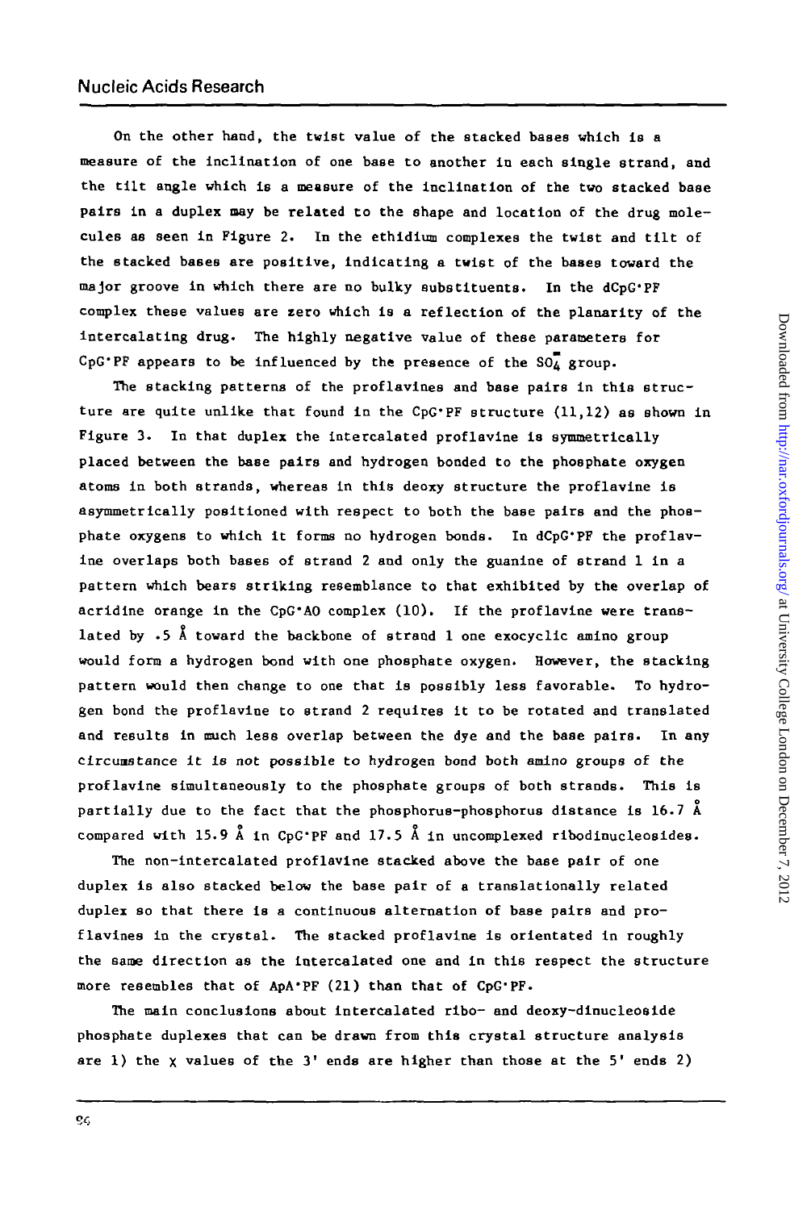On the other hand, the twist value of the stacked bases which is a measure of the inclination of one base to another in each single strand, and the tilt angle which is a measure of the inclination of the two stacked base pairs in a duplex may be related to the shape and location of the drug molecules as seen in Figure 2. In the ethidium complexes the twist and tilt of the stacked bases are positive, indicating a twist of the bases toward the major groove in which there are no bulky substituents. In the dCpG·PF complex these values are zero which is a reflection of the planarity of the intercalating drug. The highly negative value of these parameters for CpG·PF appears to be influenced by the presence of the $SO_4^{=}$ group.

The stacking patterns of the proflavines and base pairs in this structure are quite unlike that found in the CpG·PF structure (11,12) as shown in Figure 3. In that duplex the intercalated proflavine is symmetrically placed between the base pairs and hydrogen bonded to the phosphate oxygen atoms in both strands, whereas in this deoxy structure the proflavine is asymmetrically positioned with respect to both the base pairs and the phosphate oxygens to which it forms no hydrogen bonds. In dCpG·PF the proflavine overlaps both bases of strand 2 and only the guanine of strand 1 in a pattern which bears striking resemblance to that exhibited by the overlap of acridine orange in the CpG·AO complex (10). If the proflavine were translated by .5 Å toward the backbone of strand 1 one exocyclic amino group would form a hydrogen bond with one phosphate oxygen. However, the stacking pattern would then change to one that is possibly less favorable. To hydrogen bond the proflavine to strand 2 requires it to be rotated and translated and results in much less overlap between the dye and the base pairs. In any circumstance it is not possible to hydrogen bond both amino groups of the proflavine simultaneously to the phosphate groups of both strands. This is partially due to the fact that the phosphorus-phosphorus distance is 16.7 Å compared with 15.9 Å in CpG·PF and 17.5 Å in uncomplexed ribodinucleosides.

The non-intercalated proflavine stacked above the base pair of one duplex is also stacked below the base pair of a translationally related duplex so that there is a continuous alternation of base pairs and proflavines in the crystal. The stacked proflavine is orientated in roughly the same direction as the intercalated one and in this respect the structure more resembles that of ApA·PF (21) than that of CpG·PF.

The main conclusions about intercalated ribo- and deoxy-dinucleoside phosphate duplexes that can be drawn from this crystal structure analysis are 1) the $\chi$ values of the 3' ends are higher than those at the 5' ends 2)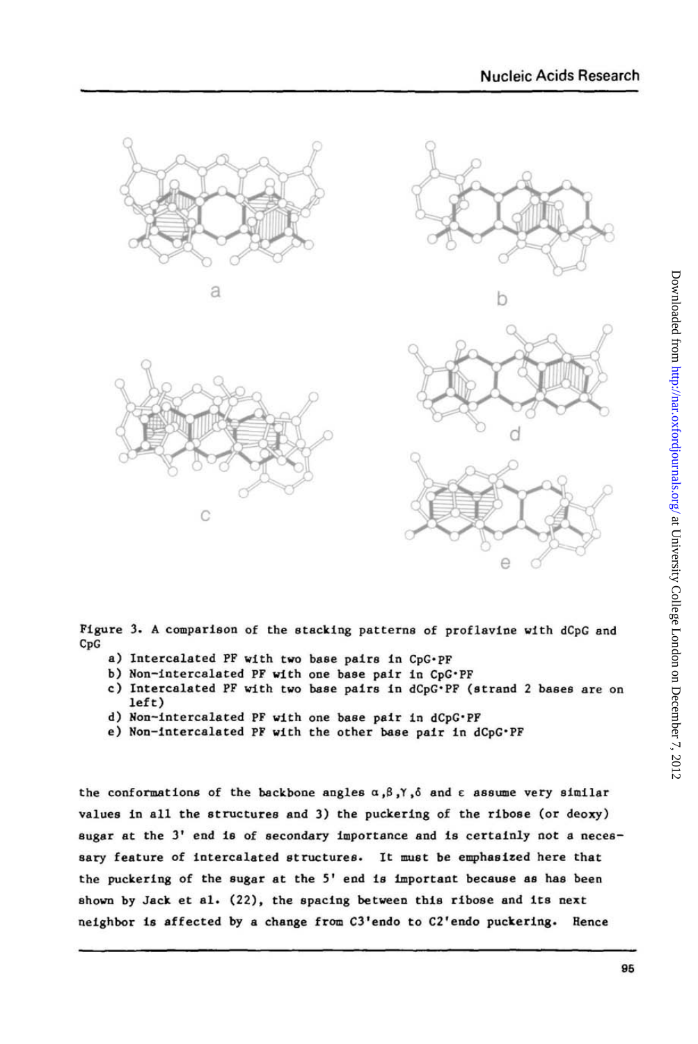Figure 3. A comparison of the stacking patterns of proflavine with dCpG and CpG

a) Intercalated PF with two base pairs in CpG·PF
b) Non-intercalated PF with one base pair in CpG·PF
c) Intercalated PF with two base pairs in dCpG·PF (strand 2 bases are on left)
d) Non-intercalated PF with one base pair in dCpG·PF
e) Non-intercalated PF with the other base pair in dCpG·PF

the conformations of the backbone angles $\alpha, \beta, \gamma, \delta$ and $\varepsilon$ assume very similar values in all the structures and 3) the puckering of the ribose (or deoxy) sugar at the 3' end is of secondary importance and is certainly not a necessary feature of intercalated structures. It must be emphasized here that the puckering of the sugar at the 5' end is important because as has been shown by Jack et al. (22), the spacing between this ribose and its next neighbor is affected by a change from C3'endo to C2'endo puckering. Hence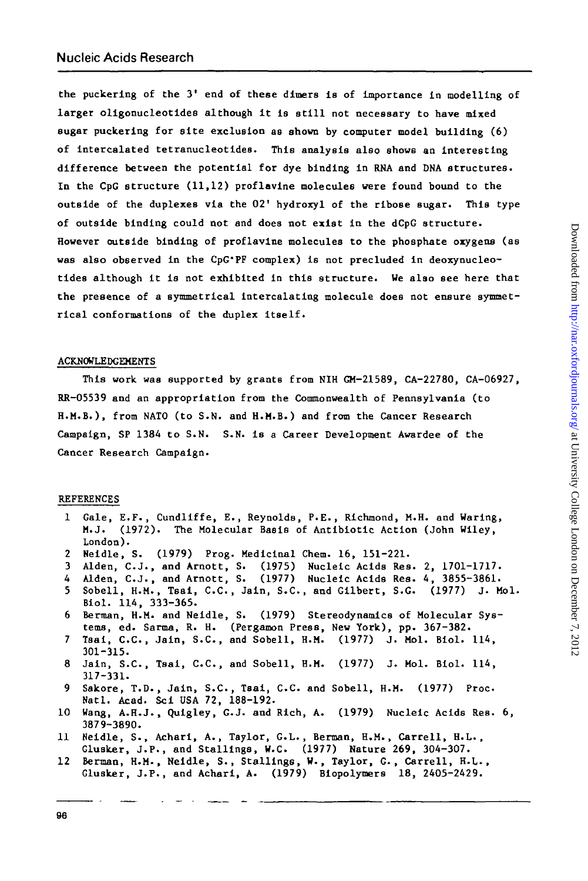the puckering of the 3' end of these dimers is of importance in modelling of larger oligonucleotides although it is still not necessary to have mixed sugar puckering for site exclusion as shown by computer model building (6) of intercalated tetranucleotides. This analysis also shows an interesting difference between the potential for dye binding in RNA and DNA structures. In the CpG structure (11,12) proflavine molecules were found bound to the outside of the duplexes via the O2' hydroxyl of the ribose sugar. This type of outside binding could not and does not exist in the dCpG structure. However outside binding of proflavine molecules to the phosphate oxygens (as was also observed in the CpG·PF complex) is not precluded in deoxynucleotides although it is not exhibited in this structure. We also see here that the presence of a symmetrical intercalating molecule does not ensure symmetrical conformations of the duplex itself.

## ACKNOWLEDGEMENTS

This work was supported by grants from NIH GM-21589, CA-22780, CA-06927, RR-05539 and an appropriation from the Commonwealth of Pennsylvania (to H.M.B.), from NATO (to S.N. and H.M.B.) and from the Cancer Research Campaign, SP 1384 to S.N. S.N. is a Career Development Awardee of the Cancer Research Campaign.

## REFERENCES

1. Gale, E.F., Cundliffe, E., Reynolds, P.E., Richmond, M.H. and Waring, M.J. (1972). The Molecular Basis of Antibiotic Action (John Wiley, London).
2. Neidle, S. (1979) Prog. Medicinal Chem. 16, 151-221.
3. Alden, C.J., and Arnott, S. (1975) Nucleic Acids Res. 2, 1701-1717.
4. Alden, C.J., and Arnott, S. (1977) Nucleic Acids Res. 4, 3855-3861.
5. Sobell, H.M., Tsai, C.C., Jain, S.C., and Gilbert, S.G. (1977) J. Mol. Biol. 114, 333-365.
6. Berman, H.M. and Neidle, S. (1979) Stereodynamics of Molecular Systems, ed. Sarma, R. H. (Pergamon Press, New York), pp. 367-382.
7. Tsai, C.C., Jain, S.C., and Sobell, H.M. (1977) J. Mol. Biol. 114, 301-315.
8. Jain, S.C., Tsai, C.C., and Sobell, H.M. (1977) J. Mol. Biol. 114, 317-331.
9. Sakore, T.D., Jain, S.C., Tsai, C.C. and Sobell, H.M. (1977) Proc. Natl. Acad. Sci USA 72, 188-192.
10. Wang, A.H.J., Quigley, G.J. and Rich, A. (1979) Nucleic Acids Res. 6, 3879-3890.
11. Neidle, S., Achari, A., Taylor, G.L., Berman, H.M., Carrell, H.L., Glusker, J.P., and Stallings, W.C. (1977) Nature 269, 304-307.
12. Berman, H.M., Neidle, S., Stallings, W., Taylor, G., Carrell, H.L., Glusker, J.P., and Achari, A. (1979) Biopolymers 18, 2405-2429.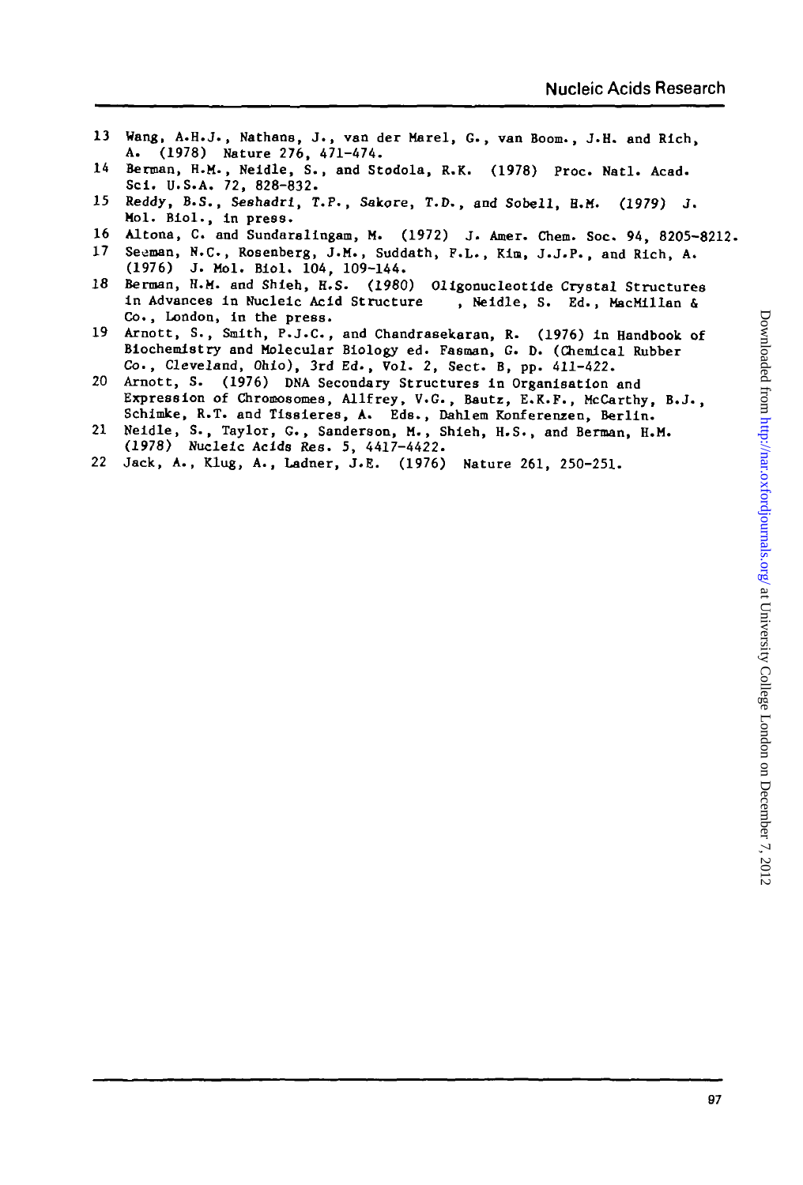13 Wang, A.H.J., Nathans, J., van der Marel, G., van Boom., J.H. and Rich, A. (1978) Nature 276, 471-474.

14 Berman, H.M., Neidle, S., and Stodola, R.K. (1978) Proc. Natl. Acad. Sci. U.S.A. 72, 828-832.

15 Reddy, B.S., Seshadri, T.P., Sakore, T.D., and Sobell, H.M. (1979) J. Mol. Biol., in press.

16 Altona, C. and Sundaralingam, M. (1972) J. Amer. Chem. Soc. 94, 8205-8212.

17 Seeman, N.C., Rosenberg, J.M., Suddath, F.L., Kim, J.J.P., and Rich, A. (1976) J. Mol. Biol. 104, 109-144.

18 Berman, H.M. and Shieh, H.S. (1980) Oligonucleotide Crystal Structures in Advances in Nucleic Acid Structure , Neidle, S. Ed., MacMillan & Co., London, in the press.

19 Arnott, S., Smith, P.J.C., and Chandrasekaran, R. (1976) in Handbook of Biochemistry and Molecular Biology ed. Fasman, G. D. (Chemical Rubber Co., Cleveland, Ohio), 3rd Ed., Vol. 2, Sect. B, pp. 411-422.

20 Arnott, S. (1976) DNA Secondary Structures in Organisation and Expression of Chromosomes, Allfrey, V.G., Bautz, E.K.F., McCarthy, B.J., Schimke, R.T. and Tissieres, A. Eds., Dahlem Konferenzen, Berlin.

21 Neidle, S., Taylor, G., Sanderson, M., Shieh, H.S., and Berman, H.M. (1978) Nucleic Acids Res. 5, 4417-4422.

22 Jack, A., Klug, A., Ladner, J.E. (1976) Nature 261, 250-251.